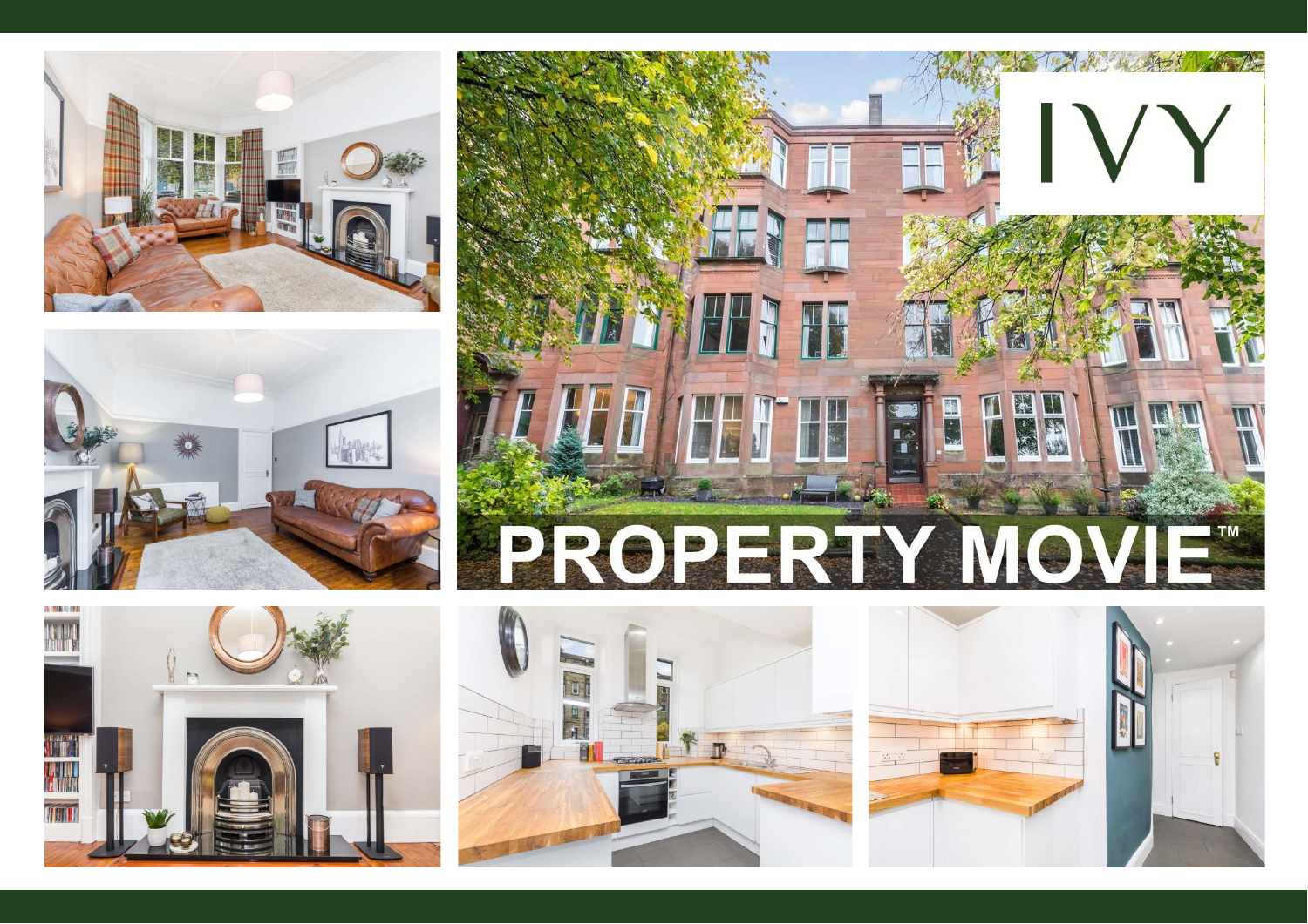IVY

PROPERTY MOVIE™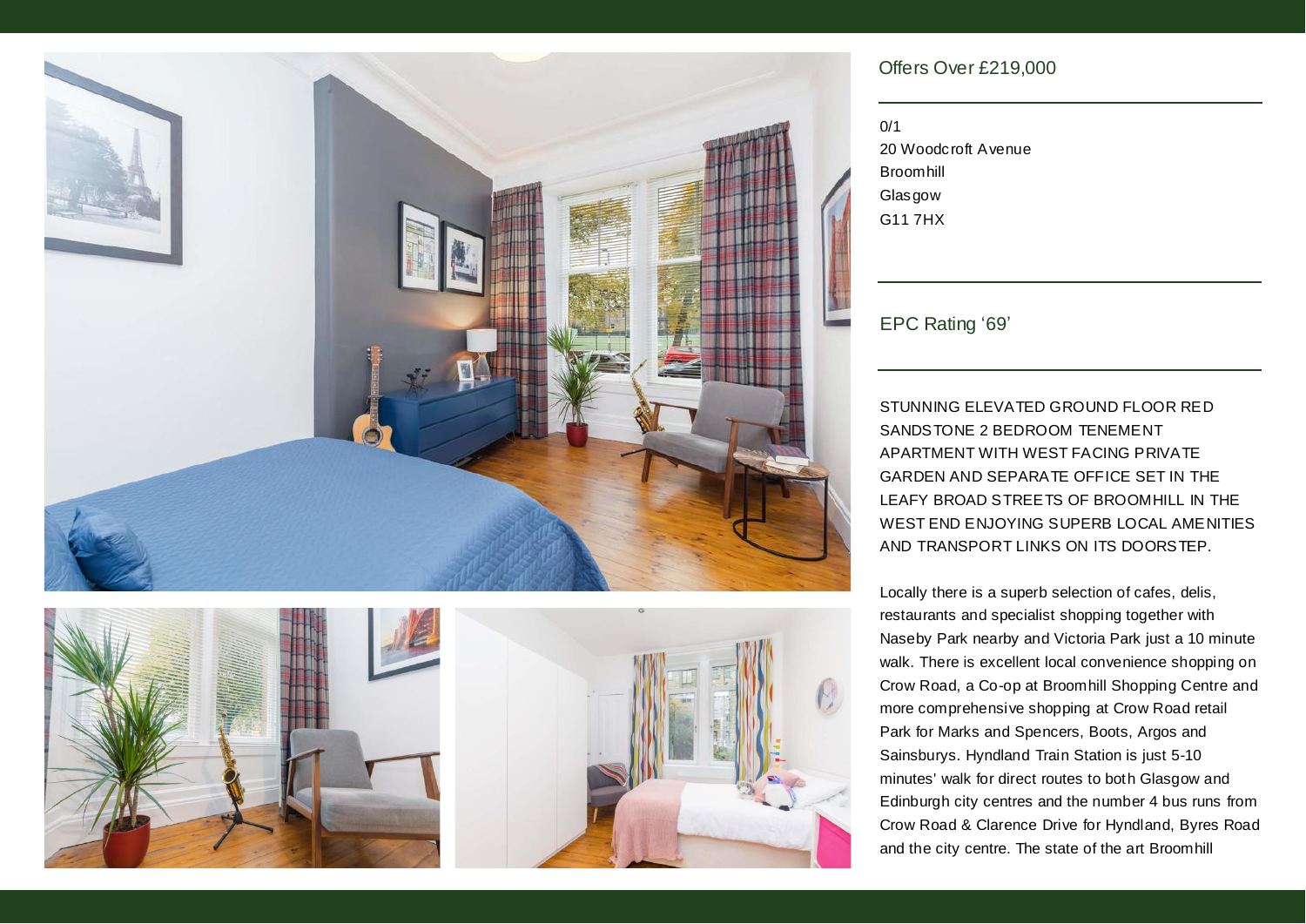Offers Over £219,000

0/1
20 Woodcroft Avenue
Broomhill
Glasgow
G11 7HX

EPC Rating '69'

STUNNING ELEVATED GROUND FLOOR RED SANDSTONE 2 BEDROOM TENEMENT APARTMENT WITH WEST FACING PRIVATE GARDEN AND SEPARATE OFFICE SET IN THE LEAFY BROAD STREETS OF BROOMHILL IN THE WEST END ENJOYING SUPERB LOCAL AMENITIES AND TRANSPORT LINKS ON ITS DOORSTEP.

Locally there is a superb selection of cafes, delis, restaurants and specialist shopping together with Naseby Park nearby and Victoria Park just a 10 minute walk. There is excellent local convenience shopping on Crow Road, a Co-op at Broomhill Shopping Centre and more comprehensive shopping at Crow Road retail Park for Marks and Spencers, Boots, Argos and Sainsburys. Hyndland Train Station is just 5-10 minutes' walk for direct routes to both Glasgow and Edinburgh city centres and the number 4 bus runs from Crow Road & Clarence Drive for Hyndland, Byres Road and the city centre. The state of the art Broomhill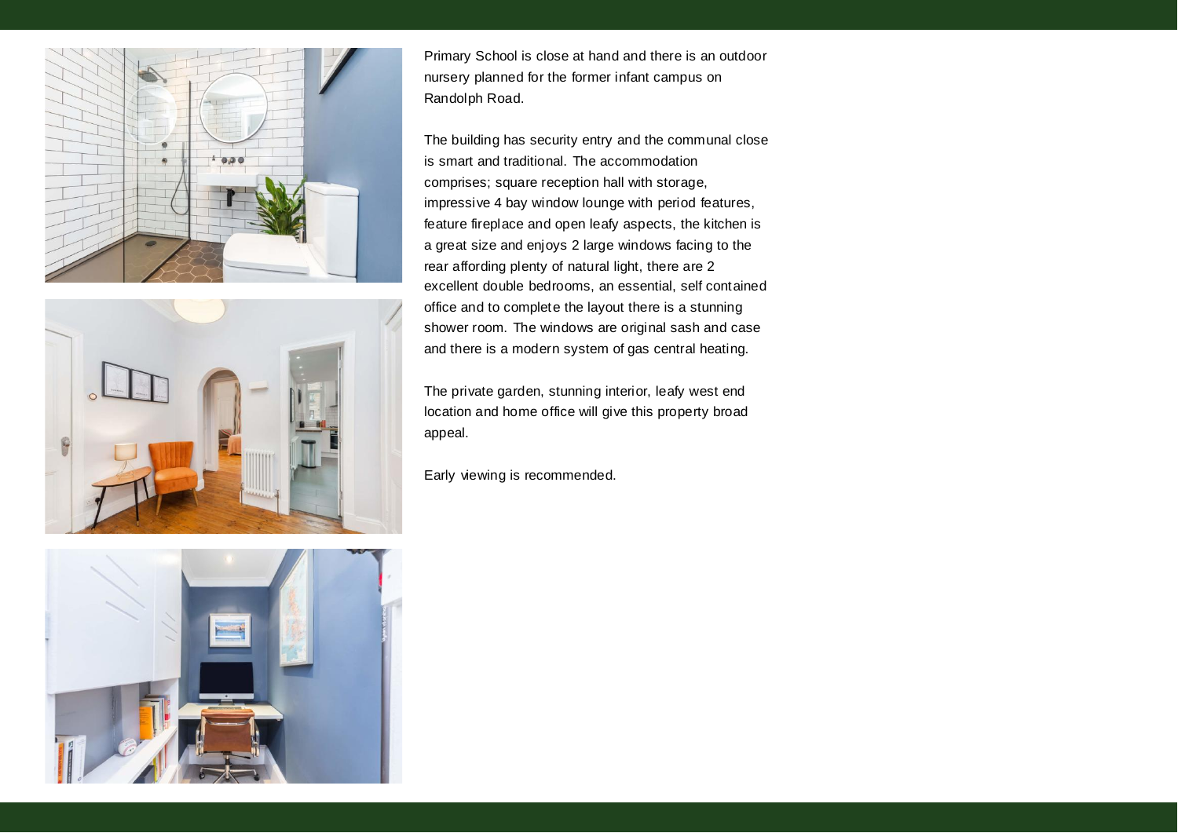Primary School is close at hand and there is an outdoor nursery planned for the former infant campus on Randolph Road.

The building has security entry and the communal close is smart and traditional. The accommodation comprises; square reception hall with storage, impressive 4 bay window lounge with period features, feature fireplace and open leafy aspects, the kitchen is a great size and enjoys 2 large windows facing to the rear affording plenty of natural light, there are 2 excellent double bedrooms, an essential, self contained office and to complete the layout there is a stunning shower room. The windows are original sash and case and there is a modern system of gas central heating.

The private garden, stunning interior, leafy west end location and home office will give this property broad appeal.

Early viewing is recommended.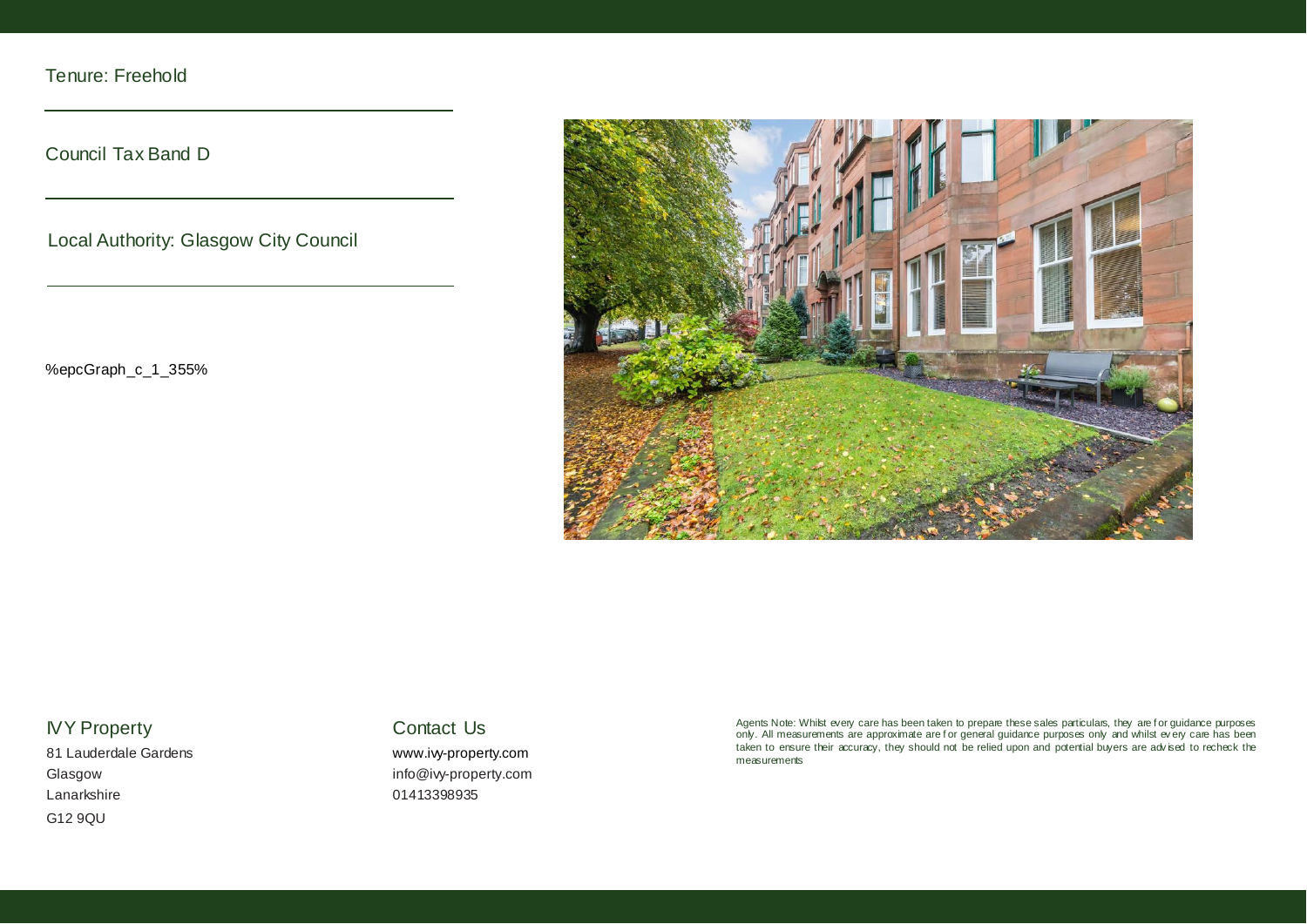Tenure: Freehold

Council Tax Band D

Local Authority: Glasgow City Council

%epcGraph_c_1_355%

## IVY Property

81 Lauderdale Gardens
Glasgow
Lanarkshire
G12 9QU

## Contact Us

www.ivy-property.com
info@ivy-property.com
01413398935

Agents Note: Whilst every care has been taken to prepare these sales particulars, they are for guidance purposes only. All measurements are approximate are for general guidance purposes only and whilst every care has been taken to ensure their accuracy, they should not be relied upon and potential buyers are advised to recheck the measurements